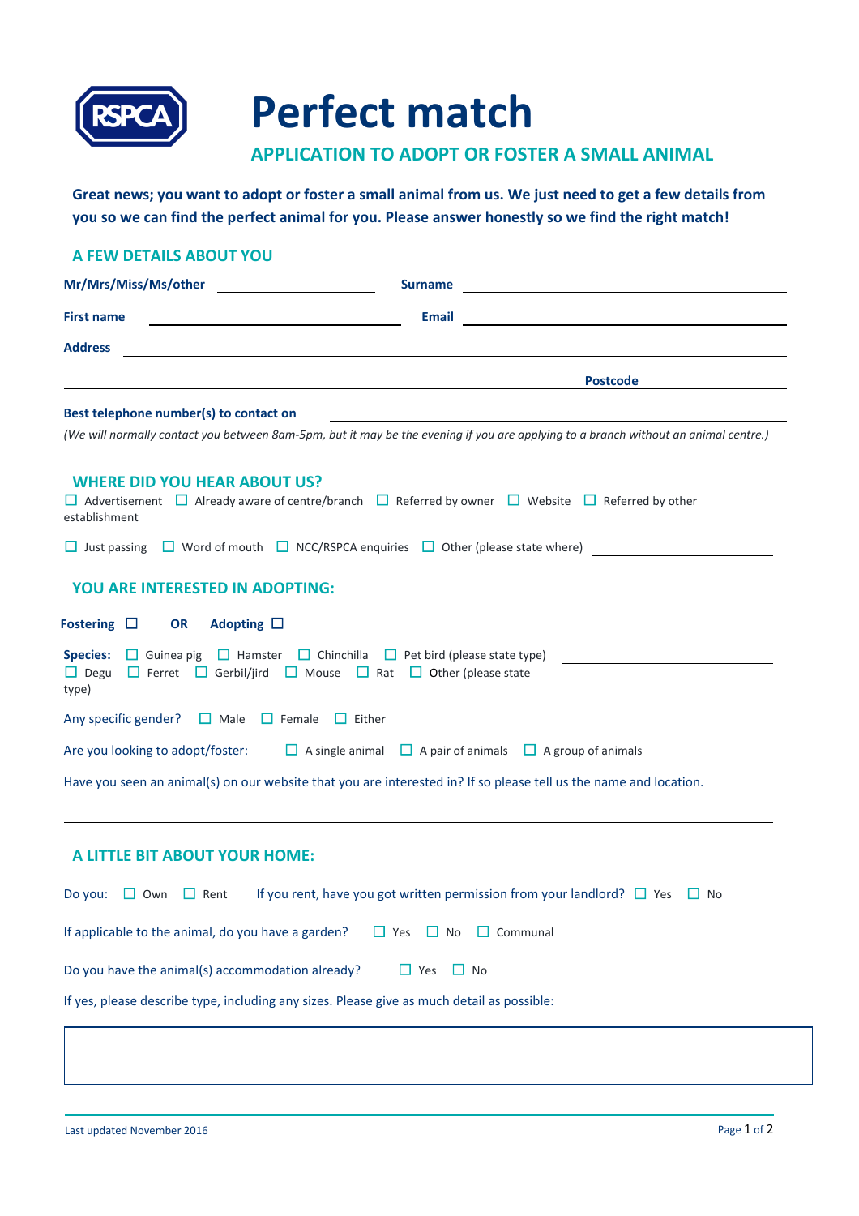# Perfect match

## APPLICATION TO ADOPT OR FOSTER A SMALL ANIMAL

**Great news; you want to adopt or foster a small animal from us. We just need to get a few details from you so we can find the perfect animal for you. Please answer honestly so we find the right match!**

## A FEW DETAILS ABOUT YOU

**Mr/Mrs/Miss/Ms/other** ______________ **Surname** ______________

**First name** ______________ **Email** ______________

**Address** ______________

______________ **Postcode** ______________

**Best telephone number(s) to contact on** ______________

*(We will normally contact you between 8am-5pm, but it may be the evening if you are applying to a branch without an animal centre.)*

## WHERE DID YOU HEAR ABOUT US?

☐ Advertisement ☐ Already aware of centre/branch ☐ Referred by owner ☐ Website ☐ Referred by other establishment

☐ Just passing ☐ Word of mouth ☐ NCC/RSPCA enquiries ☐ Other (please state where) ______________

## YOU ARE INTERESTED IN ADOPTING:

**Fostering** ☐ **OR** **Adopting** ☐

**Species:** ☐ Guinea pig ☐ Hamster ☐ Chinchilla ☐ Pet bird (please state type) ______________
☐ Degu ☐ Ferret ☐ Gerbil/jird ☐ Mouse ☐ Rat ☐ Other (please state type) ______________

Any specific gender? ☐ Male ☐ Female ☐ Either

Are you looking to adopt/foster: ☐ A single animal ☐ A pair of animals ☐ A group of animals

Have you seen an animal(s) on our website that you are interested in? If so please tell us the name and location.

______________

## A LITTLE BIT ABOUT YOUR HOME:

Do you: ☐ Own ☐ Rent If you rent, have you got written permission from your landlord? ☐ Yes ☐ No

If applicable to the animal, do you have a garden? ☐ Yes ☐ No ☐ Communal

Do you have the animal(s) accommodation already? ☐ Yes ☐ No

If yes, please describe type, including any sizes. Please give as much detail as possible:

| |
|---|
| |

Last updated November 2016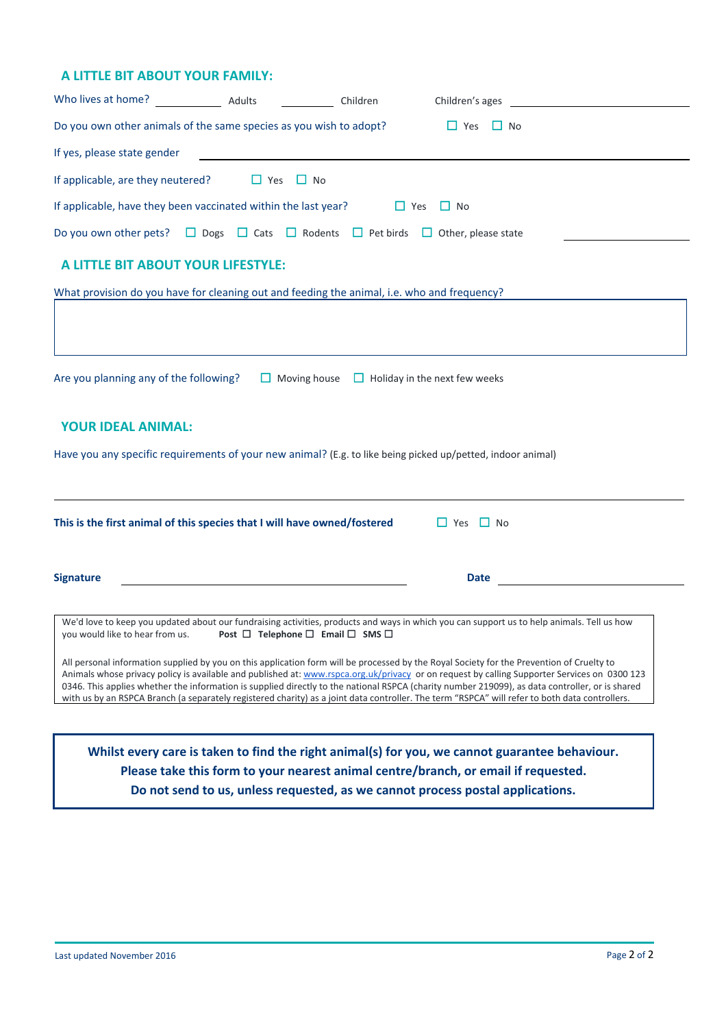## A LITTLE BIT ABOUT YOUR FAMILY:

Who lives at home? ________ Adults ________ Children Children's ages ________________

Do you own other animals of the same species as you wish to adopt? ☐ Yes ☐ No

If yes, please state gender ________________________________

If applicable, are they neutered? ☐ Yes ☐ No

If applicable, have they been vaccinated within the last year? ☐ Yes ☐ No

Do you own other pets? ☐ Dogs ☐ Cats ☐ Rodents ☐ Pet birds ☐ Other, please state ____________

## A LITTLE BIT ABOUT YOUR LIFESTYLE:

What provision do you have for cleaning out and feeding the animal, i.e. who and frequency?

Are you planning any of the following? ☐ Moving house ☐ Holiday in the next few weeks

## YOUR IDEAL ANIMAL:

Have you any specific requirements of your new animal? (E.g. to like being picked up/petted, indoor animal)

________________________________________________________________

**This is the first animal of this species that I will have owned/fostered** ☐ Yes ☐ No

**Signature** ________________________________ **Date** ________________

We'd love to keep you updated about our fundraising activities, products and ways in which you can support us to help animals. Tell us how you would like to hear from us. **Post** ☐ **Telephone** ☐ **Email** ☐ **SMS** ☐

All personal information supplied by you on this application form will be processed by the Royal Society for the Prevention of Cruelty to Animals whose privacy policy is available and published at: www.rspca.org.uk/privacy or on request by calling Supporter Services on 0300 123 0346. This applies whether the information is supplied directly to the national RSPCA (charity number 219099), as data controller, or is shared with us by an RSPCA Branch (a separately registered charity) as a joint data controller. The term "RSPCA" will refer to both data controllers.

**Whilst every care is taken to find the right animal(s) for you, we cannot guarantee behaviour.**
**Please take this form to your nearest animal centre/branch, or email if requested.**
**Do not send to us, unless requested, as we cannot process postal applications.**

Last updated November 2016